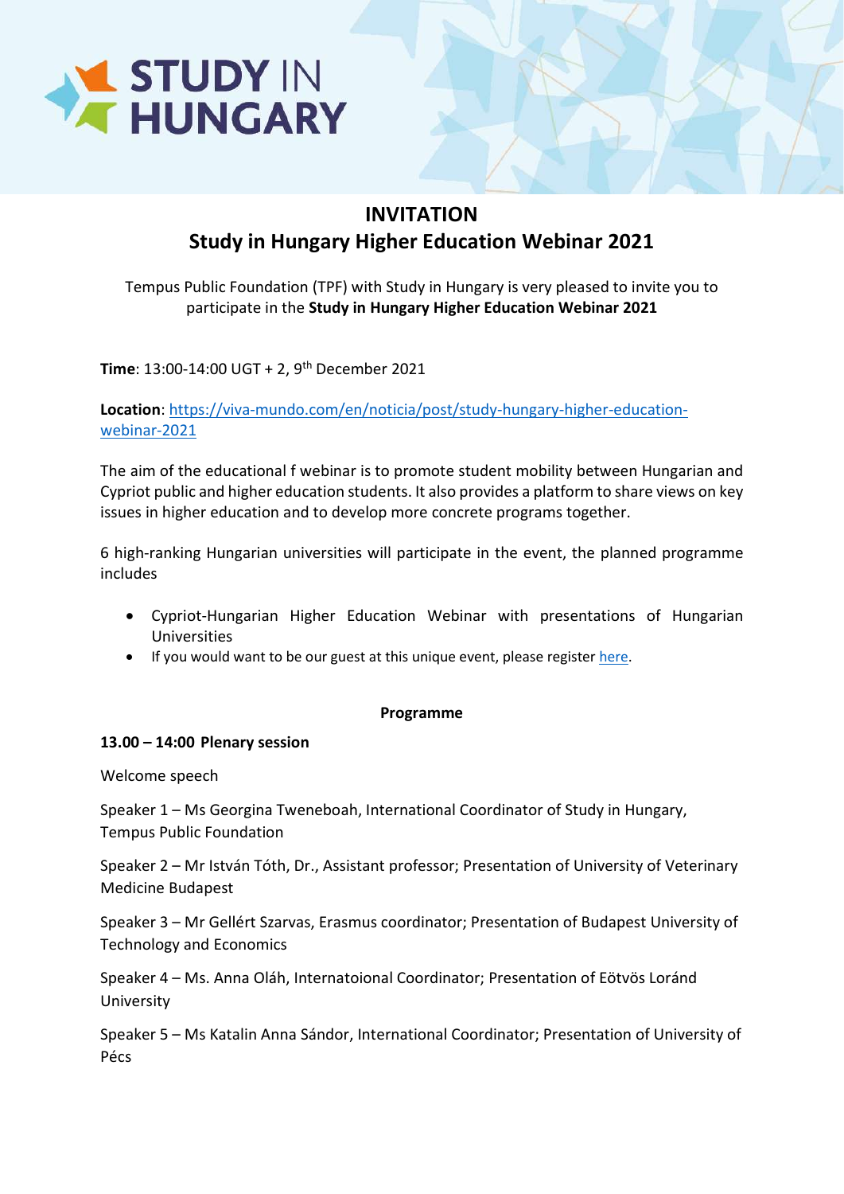STUDY IN HUNGARY

# INVITATION

## Study in Hungary Higher Education Webinar 2021

Tempus Public Foundation (TPF) with Study in Hungary is very pleased to invite you to participate in the **Study in Hungary Higher Education Webinar 2021**

**Time**: 13:00-14:00 UGT + 2, 9th December 2021

**Location**: [https://viva-mundo.com/en/noticia/post/study-hungary-higher-education-webinar-2021](https://viva-mundo.com/en/noticia/post/study-hungary-higher-education-webinar-2021)

The aim of the educational f webinar is to promote student mobility between Hungarian and Cypriot public and higher education students. It also provides a platform to share views on key issues in higher education and to develop more concrete programs together.

6 high-ranking Hungarian universities will participate in the event, the planned programme includes

- Cypriot-Hungarian Higher Education Webinar with presentations of Hungarian Universities
- If you would want to be our guest at this unique event, please register here.

**Programme**

**13.00 – 14:00 Plenary session**

Welcome speech

Speaker 1 – Ms Georgina Tweneboah, International Coordinator of Study in Hungary, Tempus Public Foundation

Speaker 2 – Mr István Tóth, Dr., Assistant professor; Presentation of University of Veterinary Medicine Budapest

Speaker 3 – Mr Gellért Szarvas, Erasmus coordinator; Presentation of Budapest University of Technology and Economics

Speaker 4 – Ms. Anna Oláh, Internatoional Coordinator; Presentation of Eötvös Loránd University

Speaker 5 – Ms Katalin Anna Sándor, International Coordinator; Presentation of University of Pécs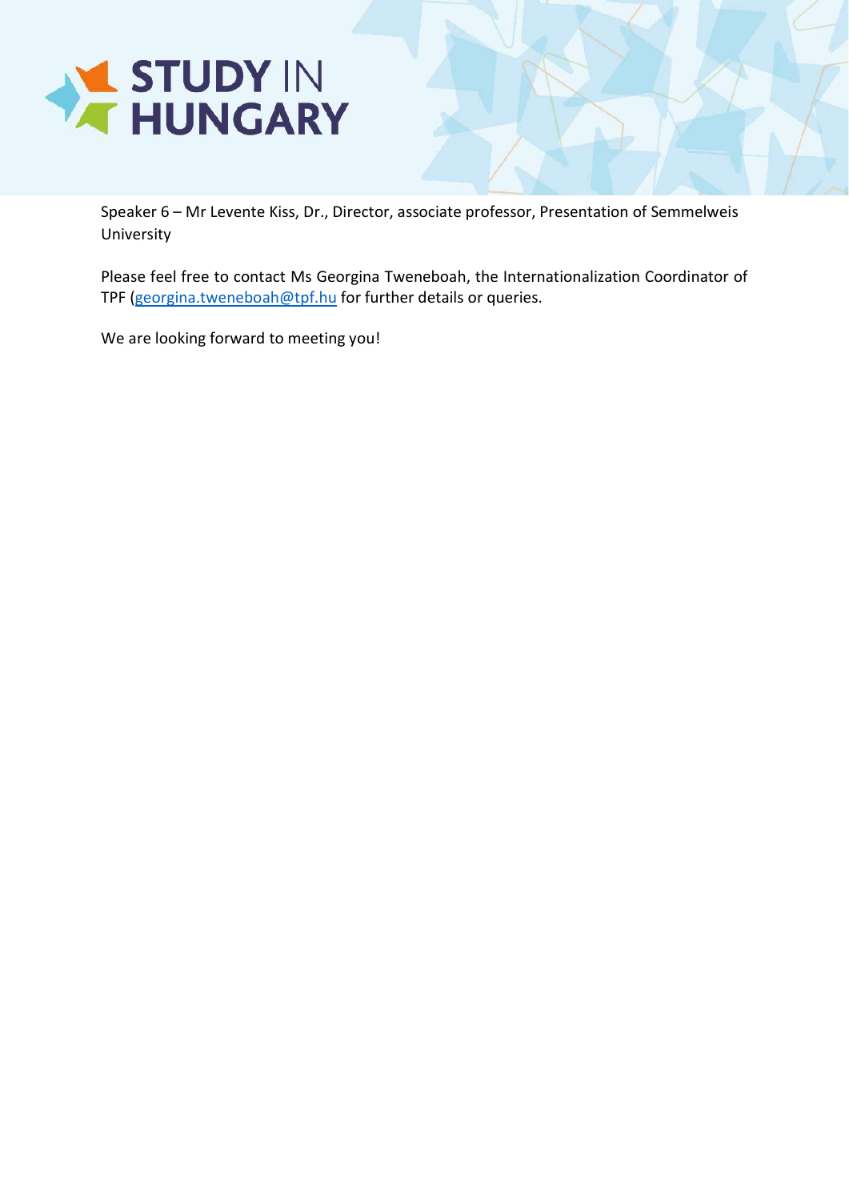Speaker 6 – Mr Levente Kiss, Dr., Director, associate professor, Presentation of Semmelweis University

Please feel free to contact Ms Georgina Tweneboah, the Internationalization Coordinator of TPF (georgina.tweneboah@tpf.hu) for further details or queries.

We are looking forward to meeting you!